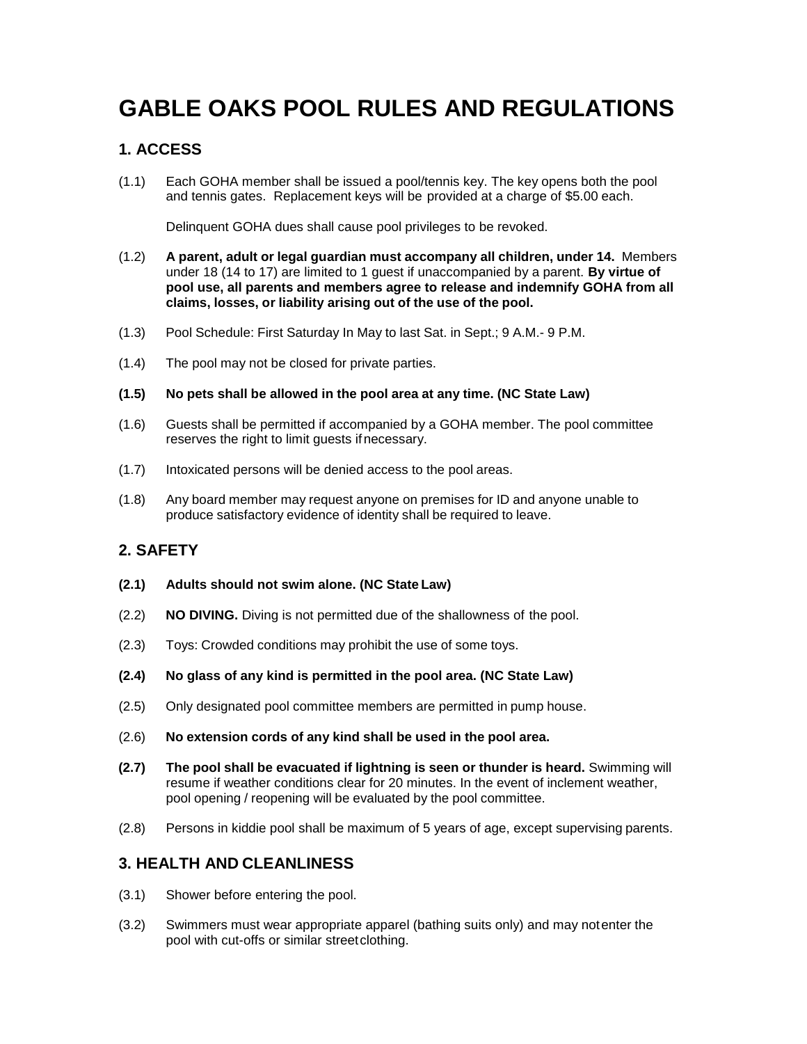# GABLE OAKS POOL RULES AND REGULATIONS

## 1. ACCESS

(1.1) Each GOHA member shall be issued a pool/tennis key. The key opens both the pool and tennis gates. Replacement keys will be provided at a charge of $5.00 each.

Delinquent GOHA dues shall cause pool privileges to be revoked.

(1.2) **A parent, adult or legal guardian must accompany all children, under 14.** Members under 18 (14 to 17) are limited to 1 guest if unaccompanied by a parent. **By virtue of pool use, all parents and members agree to release and indemnify GOHA from all claims, losses, or liability arising out of the use of the pool.**

(1.3) Pool Schedule: First Saturday In May to last Sat. in Sept.; 9 A.M.- 9 P.M.

(1.4) The pool may not be closed for private parties.

**(1.5) No pets shall be allowed in the pool area at any time. (NC State Law)**

(1.6) Guests shall be permitted if accompanied by a GOHA member. The pool committee reserves the right to limit guests if necessary.

(1.7) Intoxicated persons will be denied access to the pool areas.

(1.8) Any board member may request anyone on premises for ID and anyone unable to produce satisfactory evidence of identity shall be required to leave.

## 2. SAFETY

**(2.1) Adults should not swim alone. (NC State Law)**

(2.2) **NO DIVING.** Diving is not permitted due of the shallowness of the pool.

(2.3) Toys: Crowded conditions may prohibit the use of some toys.

**(2.4) No glass of any kind is permitted in the pool area. (NC State Law)**

(2.5) Only designated pool committee members are permitted in pump house.

(2.6) **No extension cords of any kind shall be used in the pool area.**

**(2.7) The pool shall be evacuated if lightning is seen or thunder is heard.** Swimming will resume if weather conditions clear for 20 minutes. In the event of inclement weather, pool opening / reopening will be evaluated by the pool committee.

(2.8) Persons in kiddie pool shall be maximum of 5 years of age, except supervising parents.

## 3. HEALTH AND CLEANLINESS

(3.1) Shower before entering the pool.

(3.2) Swimmers must wear appropriate apparel (bathing suits only) and may not enter the pool with cut-offs or similar street clothing.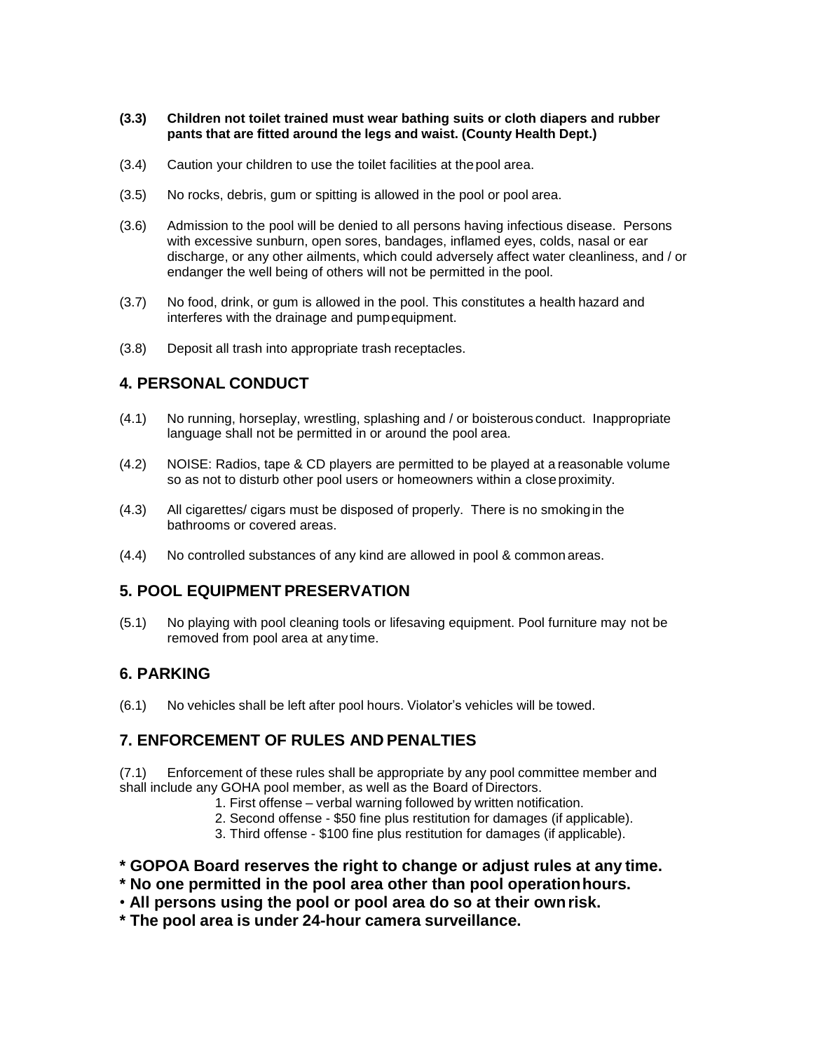**(3.3) Children not toilet trained must wear bathing suits or cloth diapers and rubber pants that are fitted around the legs and waist. (County Health Dept.)**

(3.4) Caution your children to use the toilet facilities at the pool area.

(3.5) No rocks, debris, gum or spitting is allowed in the pool or pool area.

(3.6) Admission to the pool will be denied to all persons having infectious disease. Persons with excessive sunburn, open sores, bandages, inflamed eyes, colds, nasal or ear discharge, or any other ailments, which could adversely affect water cleanliness, and / or endanger the well being of others will not be permitted in the pool.

(3.7) No food, drink, or gum is allowed in the pool. This constitutes a health hazard and interferes with the drainage and pump equipment.

(3.8) Deposit all trash into appropriate trash receptacles.

## 4. PERSONAL CONDUCT

(4.1) No running, horseplay, wrestling, splashing and / or boisterous conduct. Inappropriate language shall not be permitted in or around the pool area.

(4.2) NOISE: Radios, tape & CD players are permitted to be played at a reasonable volume so as not to disturb other pool users or homeowners within a close proximity.

(4.3) All cigarettes/ cigars must be disposed of properly. There is no smoking in the bathrooms or covered areas.

(4.4) No controlled substances of any kind are allowed in pool & common areas.

## 5. POOL EQUIPMENT PRESERVATION

(5.1) No playing with pool cleaning tools or lifesaving equipment. Pool furniture may not be removed from pool area at any time.

## 6. PARKING

(6.1) No vehicles shall be left after pool hours. Violator's vehicles will be towed.

## 7. ENFORCEMENT OF RULES AND PENALTIES

(7.1) Enforcement of these rules shall be appropriate by any pool committee member and shall include any GOHA pool member, as well as the Board of Directors.

1. First offense – verbal warning followed by written notification.
2. Second offense - $50 fine plus restitution for damages (if applicable).
3. Third offense - $100 fine plus restitution for damages (if applicable).

**\* GOPOA Board reserves the right to change or adjust rules at any time.**

**\* No one permitted in the pool area other than pool operation hours.**

**• All persons using the pool or pool area do so at their own risk.**

**\* The pool area is under 24-hour camera surveillance.**